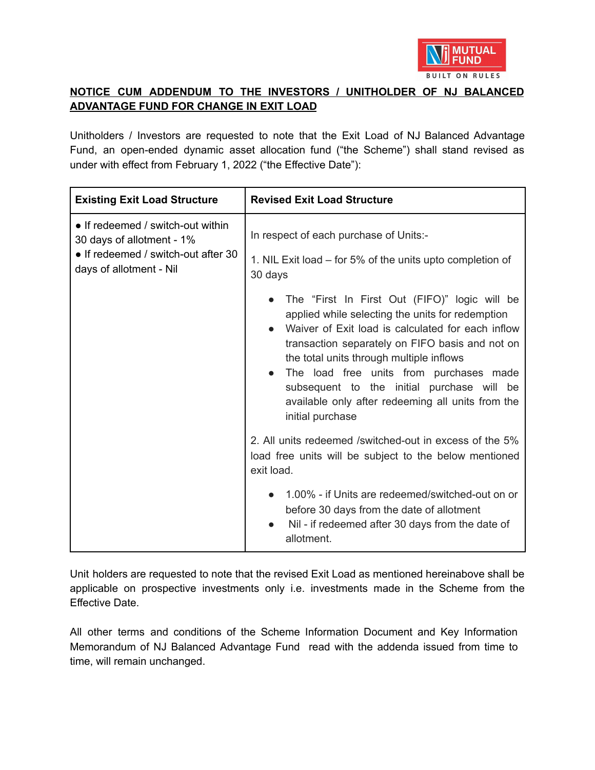**NOTICE CUM ADDENDUM TO THE INVESTORS / UNITHOLDER OF NJ BALANCED ADVANTAGE FUND FOR CHANGE IN EXIT LOAD**

Unitholders / Investors are requested to note that the Exit Load of NJ Balanced Advantage Fund, an open-ended dynamic asset allocation fund ("the Scheme") shall stand revised as under with effect from February 1, 2022 ("the Effective Date"):

| Existing Exit Load Structure | Revised Exit Load Structure |
| --- | --- |
| • If redeemed / switch-out within 30 days of allotment - 1%<br>• If redeemed / switch-out after 30 days of allotment - Nil | In respect of each purchase of Units:-<br><br>1. NIL Exit load – for 5% of the units upto completion of 30 days<br>• The "First In First Out (FIFO)" logic will be applied while selecting the units for redemption<br>• Waiver of Exit load is calculated for each inflow transaction separately on FIFO basis and not on the total units through multiple inflows<br>• The load free units from purchases made subsequent to the initial purchase will be available only after redeeming all units from the initial purchase<br><br>2. All units redeemed /switched-out in excess of the 5% load free units will be subject to the below mentioned exit load.<br>• 1.00% - if Units are redeemed/switched-out on or before 30 days from the date of allotment<br>• Nil - if redeemed after 30 days from the date of allotment. |

Unit holders are requested to note that the revised Exit Load as mentioned hereinabove shall be applicable on prospective investments only i.e. investments made in the Scheme from the Effective Date.

All other terms and conditions of the Scheme Information Document and Key Information Memorandum of NJ Balanced Advantage Fund read with the addenda issued from time to time, will remain unchanged.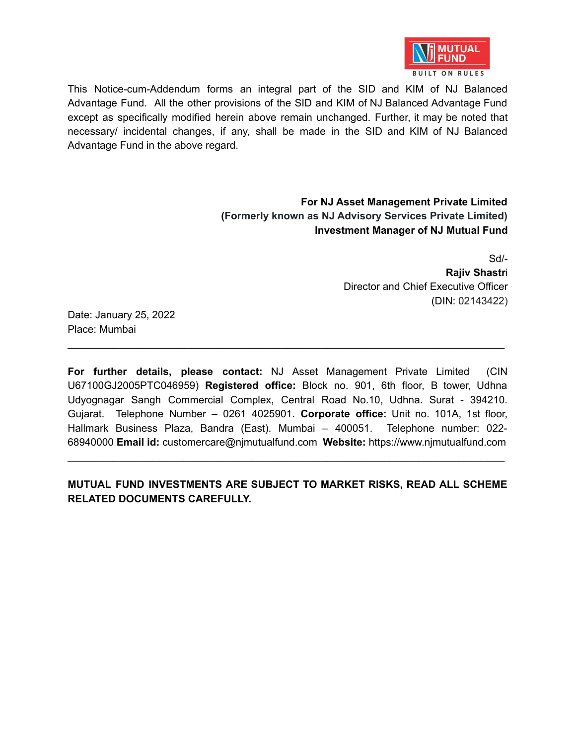This Notice-cum-Addendum forms an integral part of the SID and KIM of NJ Balanced Advantage Fund. All the other provisions of the SID and KIM of NJ Balanced Advantage Fund except as specifically modified herein above remain unchanged. Further, it may be noted that necessary/ incidental changes, if any, shall be made in the SID and KIM of NJ Balanced Advantage Fund in the above regard.

**For NJ Asset Management Private Limited**
**(Formerly known as NJ Advisory Services Private Limited)**
**Investment Manager of NJ Mutual Fund**

Sd/-
**Rajiv Shastri**
Director and Chief Executive Officer
(DIN: 02143422)

Date: January 25, 2022
Place: Mumbai

---

**For further details, please contact:** NJ Asset Management Private Limited (CIN U67100GJ2005PTC046959) **Registered office:** Block no. 901, 6th floor, B tower, Udhna Udyognagar Sangh Commercial Complex, Central Road No.10, Udhna. Surat - 394210. Gujarat. Telephone Number – 0261 4025901. **Corporate office:** Unit no. 101A, 1st floor, Hallmark Business Plaza, Bandra (East). Mumbai – 400051. Telephone number: 022-68940000 **Email id:** customercare@njmutualfund.com **Website:** https://www.njmutualfund.com

---

**MUTUAL FUND INVESTMENTS ARE SUBJECT TO MARKET RISKS, READ ALL SCHEME RELATED DOCUMENTS CAREFULLY.**